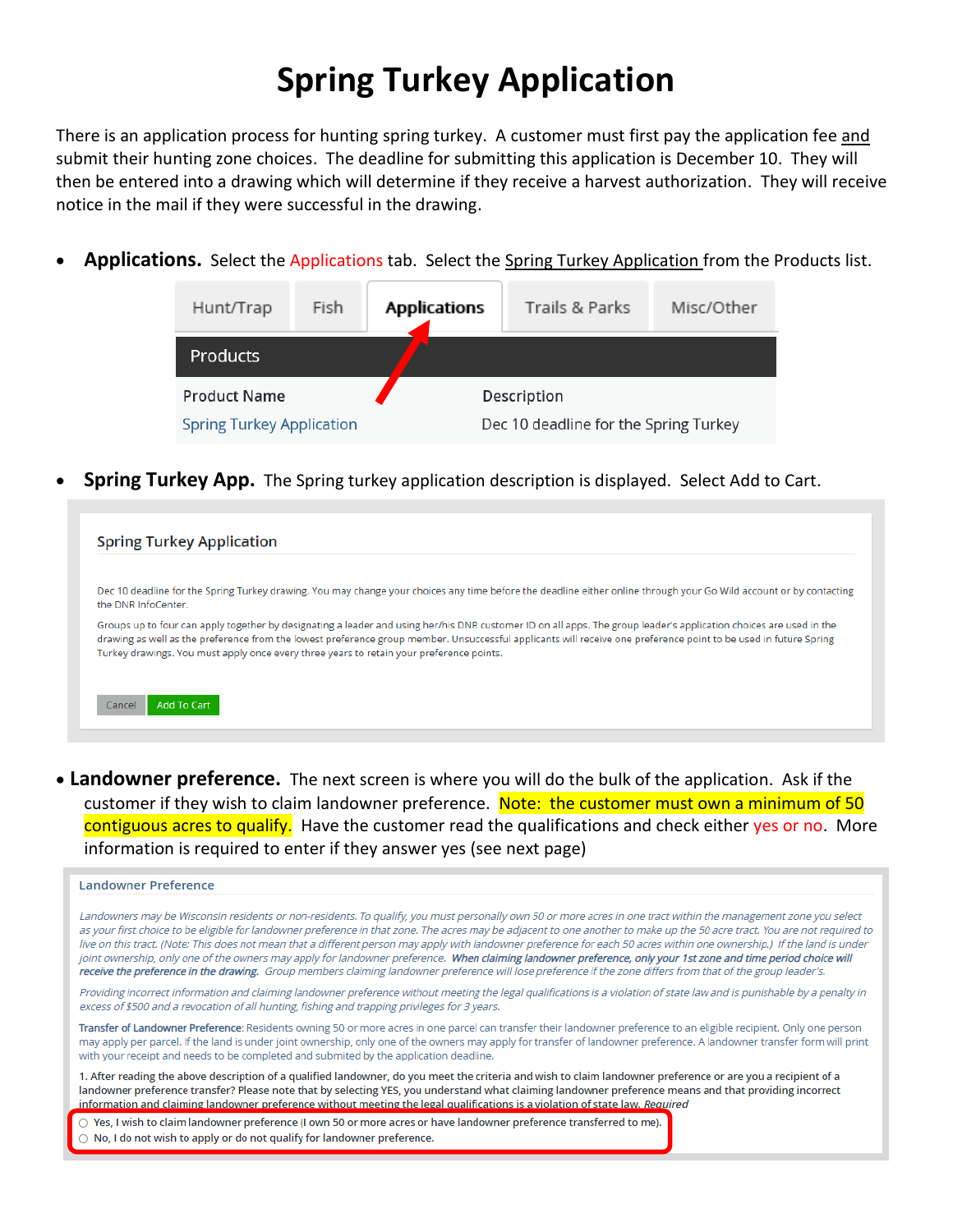# Spring Turkey Application

There is an application process for hunting spring turkey. A customer must first pay the application fee and submit their hunting zone choices. The deadline for submitting this application is December 10. They will then be entered into a drawing which will determine if they receive a harvest authorization. They will receive notice in the mail if they were successful in the drawing.

- **Applications.** Select the Applications tab. Select the Spring Turkey Application from the Products list.

Hunt/Trap | Fish | Applications | Trails & Parks | Misc/Other

**Products**

| Product Name | Description |
| --- | --- |
| Spring Turkey Application | Dec 10 deadline for the Spring Turkey |

- **Spring Turkey App.** The Spring turkey application description is displayed. Select Add to Cart.

Spring Turkey Application

Dec 10 deadline for the Spring Turkey drawing. You may change your choices any time before the deadline either online through your Go Wild account or by contacting the DNR InfoCenter.

Groups up to four can apply together by designating a leader and using her/his DNR customer ID on all apps. The group leader's application choices are used in the drawing as well as the preference from the lowest preference group member. Unsuccessful applicants will receive one preference point to be used in future Spring Turkey drawings. You must apply once every three years to retain your preference points.

Cancel | Add To Cart

- **Landowner preference.** The next screen is where you will do the bulk of the application. Ask if the customer if they wish to claim landowner preference. Note: the customer must own a minimum of 50 contiguous acres to qualify. Have the customer read the qualifications and check either yes or no. More information is required to enter if they answer yes (see next page)

Landowner Preference

*Landowners may be Wisconsin residents or non-residents. To qualify, you must personally own 50 or more acres in one tract within the management zone you select as your first choice to be eligible for landowner preference in that zone. The acres may be adjacent to one another to make up the 50 acre tract. You are not required to live on this tract. (Note: This does not mean that a different person may apply with landowner preference for each 50 acres within one ownership.) If the land is under joint ownership, only one of the owners may apply for landowner preference.* ***When claiming landowner preference, only your 1st zone and time period choice will receive the preference in the drawing.*** *Group members claiming landowner preference will lose preference if the zone differs from that of the group leader's.*

*Providing incorrect information and claiming landowner preference without meeting the legal qualifications is a violation of state law and is punishable by a penalty in excess of $500 and a revocation of all hunting, fishing and trapping privileges for 3 years.*

**Transfer of Landowner Preference:** Residents owning 50 or more acres in one parcel can transfer their landowner preference to an eligible recipient. Only one person may apply per parcel. If the land is under joint ownership, only one of the owners may apply for transfer of landowner preference. A landowner transfer form will print with your receipt and needs to be completed and submitted by the application deadline.

1. After reading the above description of a qualified landowner, do you meet the criteria and wish to claim landowner preference or are you a recipient of a landowner preference transfer? Please note that by selecting YES, you understand what claiming landowner preference means and that providing incorrect information and claiming landowner preference without meeting the legal qualifications is a violation of state law. *Required*

- ○ Yes, I wish to claim landowner preference (I own 50 or more acres or have landowner preference transferred to me).
- ○ No, I do not wish to apply or do not qualify for landowner preference.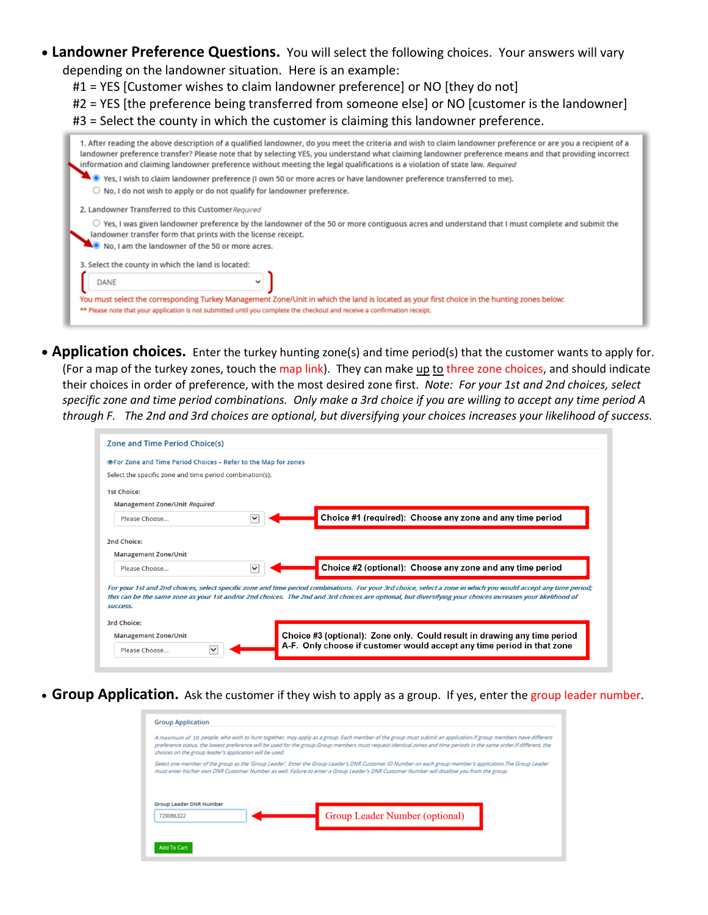- **Landowner Preference Questions.** You will select the following choices. Your answers will vary depending on the landowner situation. Here is an example:
  #1 = YES [Customer wishes to claim landowner preference] or NO [they do not]
  #2 = YES [the preference being transferred from someone else] or NO [customer is the landowner]
  #3 = Select the county in which the customer is claiming this landowner preference.

1. After reading the above description of a qualified landowner, do you meet the criteria and wish to claim landowner preference or are you a recipient of a landowner preference transfer? Please note that by selecting YES, you understand what claiming landowner preference means and that providing incorrect information and claiming landowner preference without meeting the legal qualifications is a violation of state law. *Required*

- (●) Yes, I wish to claim landowner preference (I own 50 or more acres or have landowner preference transferred to me).
- ( ) No, I do not wish to apply or do not qualify for landowner preference.

2. Landowner Transferred to this Customer *Required*

- ( ) Yes, I was given landowner preference by the landowner of the 50 or more contiguous acres and understand that I must complete and submit the landowner transfer form that prints with the license receipt.
- (●) No, I am the landowner of the 50 or more acres.

3. Select the county in which the land is located:

DANE

You must select the corresponding Turkey Management Zone/Unit in which the land is located as your first choice in the hunting zones below.

** Please note that your application is not submitted until you complete the checkout and receive a confirmation receipt.

- **Application choices.** Enter the turkey hunting zone(s) and time period(s) that the customer wants to apply for. (For a map of the turkey zones, touch the map link). They can make up to three zone choices, and should indicate their choices in order of preference, with the most desired zone first. *Note: For your 1st and 2nd choices, select specific zone and time period combinations. Only make a 3rd choice if you are willing to accept any time period A through F. The 2nd and 3rd choices are optional, but diversifying your choices increases your likelihood of success.*

Zone and Time Period Choice(s)

For Zone and Time Period Choices – Refer to the Map for zones

Select the specific zone and time period combination(s).

1st Choice:

Management Zone/Unit *Required*

Please Choose...

**Choice #1 (required): Choose any zone and any time period**

2nd Choice:

Management Zone/Unit

Please Choose...

**Choice #2 (optional): Choose any zone and any time period**

*For your 1st and 2nd choices, select specific zone and time period combinations. For your 3rd choice, select a zone in which you would accept any time period; this can be the same zone as your 1st and/or 2nd choices. The 2nd and 3rd choices are optional, but diversifying your choices increases your likelihood of success.*

3rd Choice:

Management Zone/Unit

Please Choose...

**Choice #3 (optional): Zone only. Could result in drawing any time period A-F. Only choose if customer would accept any time period in that zone**

- **Group Application.** Ask the customer if they wish to apply as a group. If yes, enter the group leader number.

Group Application

*A maximum of 10 people, who wish to hunt together, may apply as a group. Each member of the group must submit an application. If group members have different preference status, the lowest preference will be used for the group. Group members must request identical zones and time periods in the same order. If different, the choices on the group leader's application will be used.*

*Select one member of the group as the 'Group Leader'. Enter the Group Leader's DNR Customer ID Number on each group member's application. The Group Leader must enter his/her own DNR Customer Number as well. Failure to enter a Group Leader's DNR Customer Number will disallow you from the group.*

Group Leader DNR Number

729086322

Group Leader Number (optional)

Add To Cart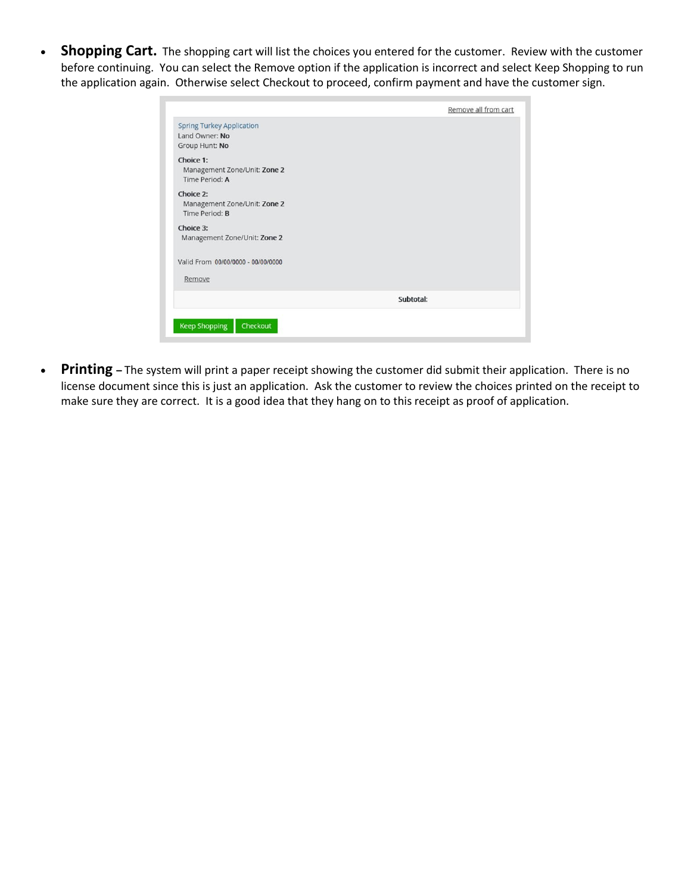- **Shopping Cart.** The shopping cart will list the choices you entered for the customer. Review with the customer before continuing. You can select the Remove option if the application is incorrect and select Keep Shopping to run the application again. Otherwise select Checkout to proceed, confirm payment and have the customer sign.

Remove all from cart

Spring Turkey Application
Land Owner: **No**
Group Hunt: **No**

**Choice 1:**
Management Zone/Unit: **Zone 2**
Time Period: **A**

**Choice 2:**
Management Zone/Unit: **Zone 2**
Time Period: **B**

**Choice 3:**
Management Zone/Unit: **Zone 2**

Valid From 00/00/0000 - 00/00/0000

Remove

**Subtotal:**

Keep Shopping Checkout

- **Printing** – The system will print a paper receipt showing the customer did submit their application. There is no license document since this is just an application. Ask the customer to review the choices printed on the receipt to make sure they are correct. It is a good idea that they hang on to this receipt as proof of application.